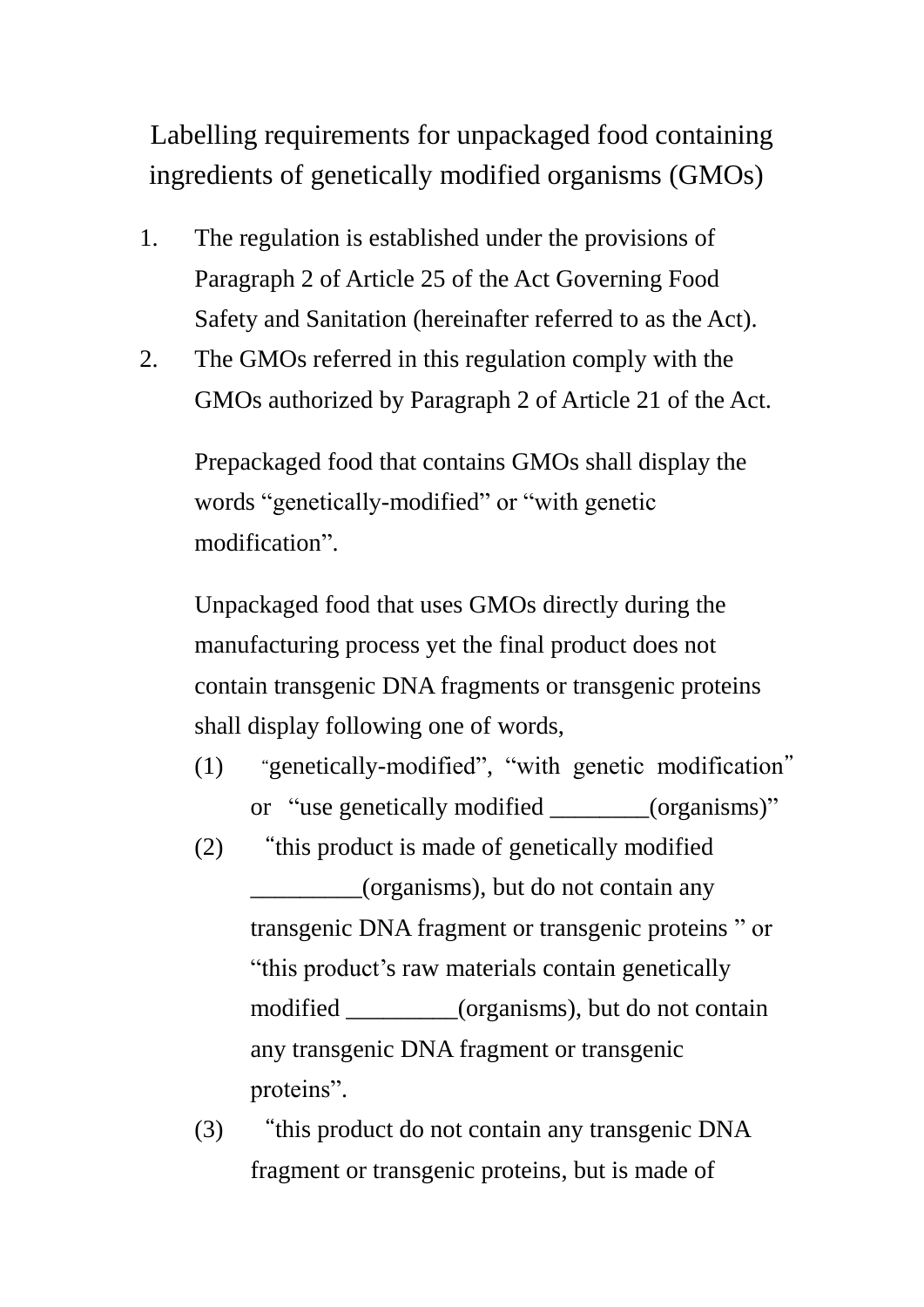# Labelling requirements for unpackaged food containing ingredients of genetically modified organisms (GMOs)

1. The regulation is established under the provisions of Paragraph 2 of Article 25 of the Act Governing Food Safety and Sanitation (hereinafter referred to as the Act).
2. The GMOs referred in this regulation comply with the GMOs authorized by Paragraph 2 of Article 21 of the Act.

   Prepackaged food that contains GMOs shall display the words "genetically-modified" or "with genetic modification".

   Unpackaged food that uses GMOs directly during the manufacturing process yet the final product does not contain transgenic DNA fragments or transgenic proteins shall display following one of words,

   (1) "genetically-modified", "with genetic modification" or "use genetically modified ________(organisms)"

   (2) "this product is made of genetically modified _________(organisms), but do not contain any transgenic DNA fragment or transgenic proteins " or "this product's raw materials contain genetically modified _________(organisms), but do not contain any transgenic DNA fragment or transgenic proteins".

   (3) "this product do not contain any transgenic DNA fragment or transgenic proteins, but is made of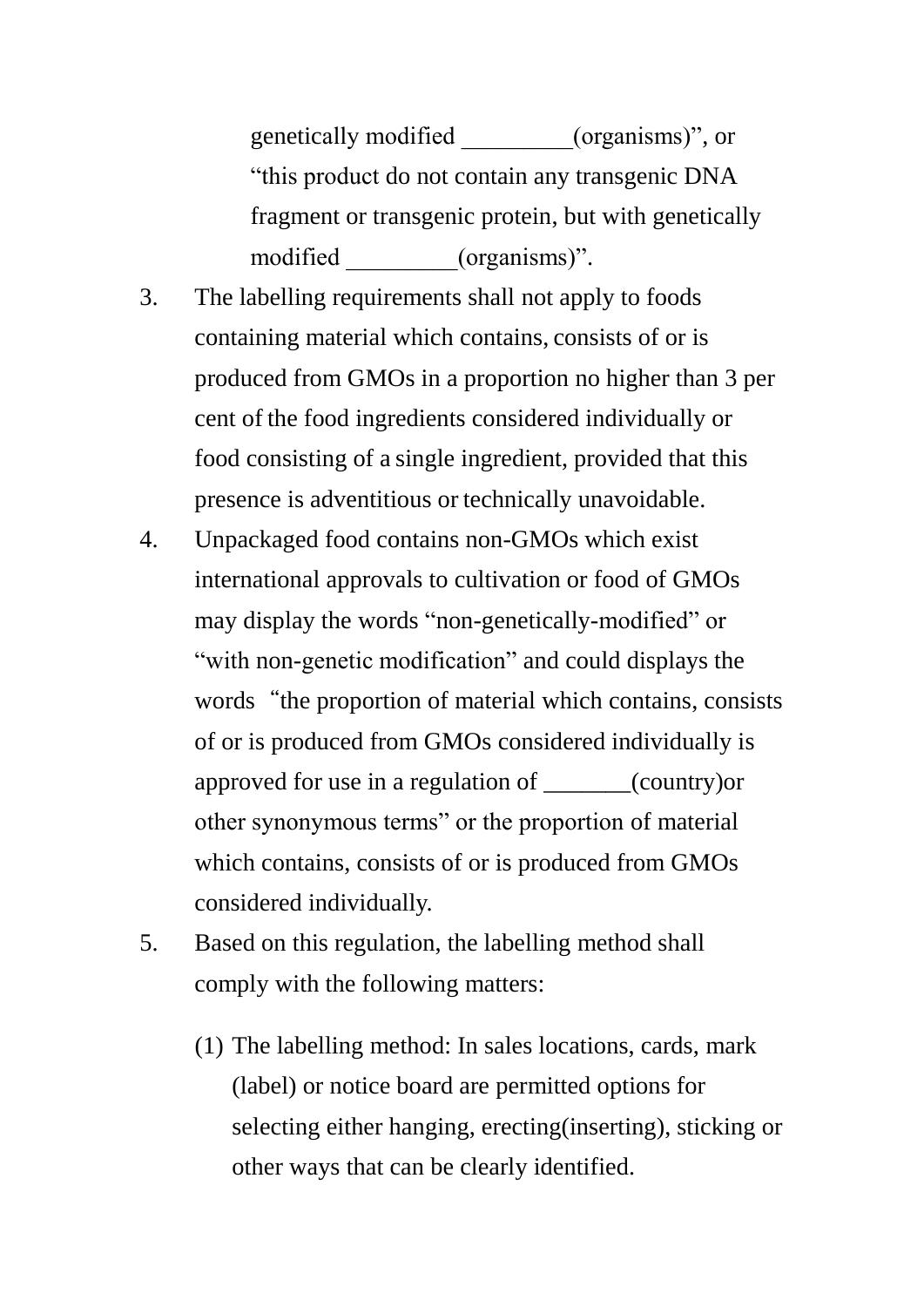genetically modified _________(organisms)", or "this product do not contain any transgenic DNA fragment or transgenic protein, but with genetically modified _________(organisms)".

3. The labelling requirements shall not apply to foods containing material which contains, consists of or is produced from GMOs in a proportion no higher than 3 per cent of the food ingredients considered individually or food consisting of a single ingredient, provided that this presence is adventitious or technically unavoidable.
4. Unpackaged food contains non-GMOs which exist international approvals to cultivation or food of GMOs may display the words "non-genetically-modified" or "with non-genetic modification" and could displays the words "the proportion of material which contains, consists of or is produced from GMOs considered individually is approved for use in a regulation of _______(country)or other synonymous terms" or the proportion of material which contains, consists of or is produced from GMOs considered individually.
5. Based on this regulation, the labelling method shall comply with the following matters:

   (1) The labelling method: In sales locations, cards, mark (label) or notice board are permitted options for selecting either hanging, erecting(inserting), sticking or other ways that can be clearly identified.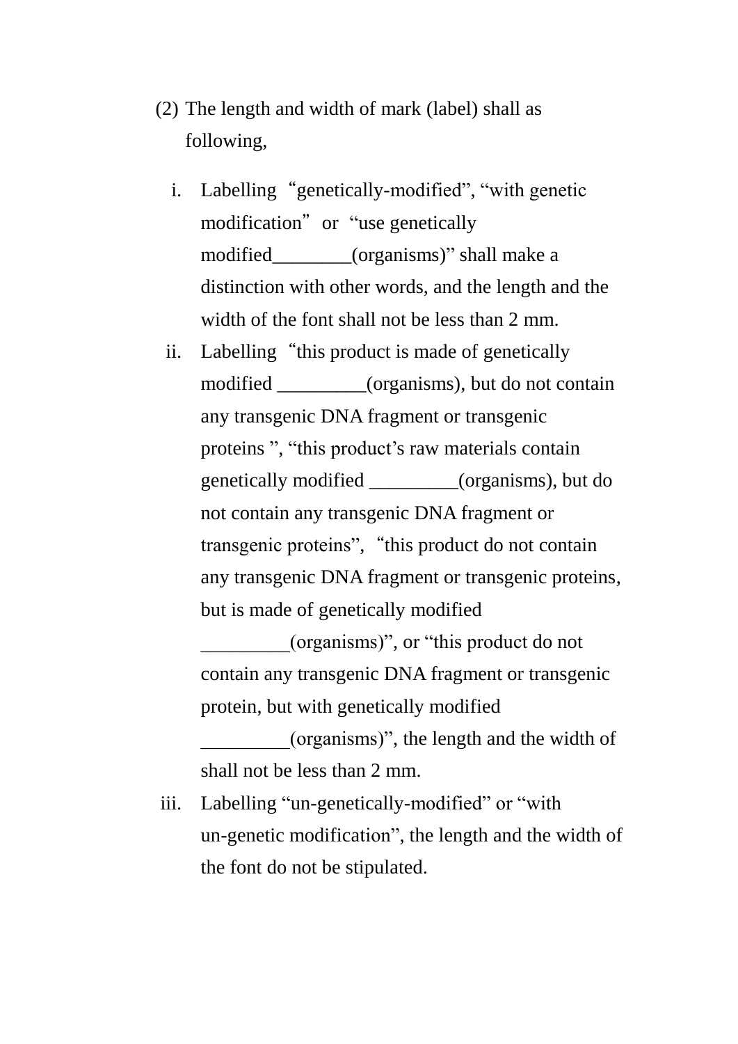(2) The length and width of mark (label) shall as following,

i. Labelling "genetically-modified", "with genetic modification" or "use genetically modified________(organisms)" shall make a distinction with other words, and the length and the width of the font shall not be less than 2 mm.

ii. Labelling "this product is made of genetically modified _________(organisms), but do not contain any transgenic DNA fragment or transgenic proteins ", "this product's raw materials contain genetically modified _________(organisms), but do not contain any transgenic DNA fragment or transgenic proteins", "this product do not contain any transgenic DNA fragment or transgenic proteins, but is made of genetically modified _________(organisms)", or "this product do not contain any transgenic DNA fragment or transgenic protein, but with genetically modified _________(organisms)", the length and the width of shall not be less than 2 mm.

iii. Labelling "un-genetically-modified" or "with un-genetic modification", the length and the width of the font do not be stipulated.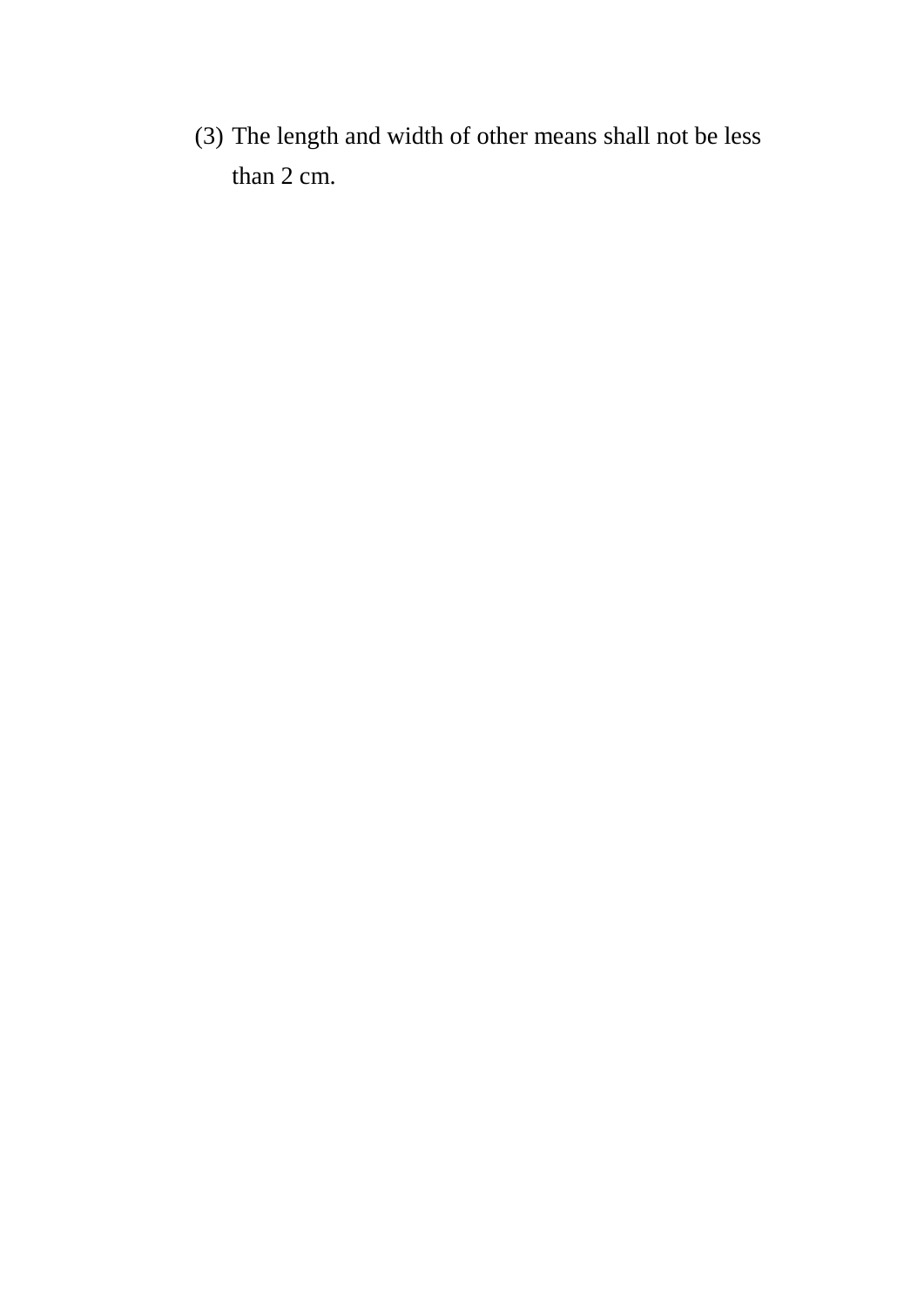(3) The length and width of other means shall not be less than 2 cm.